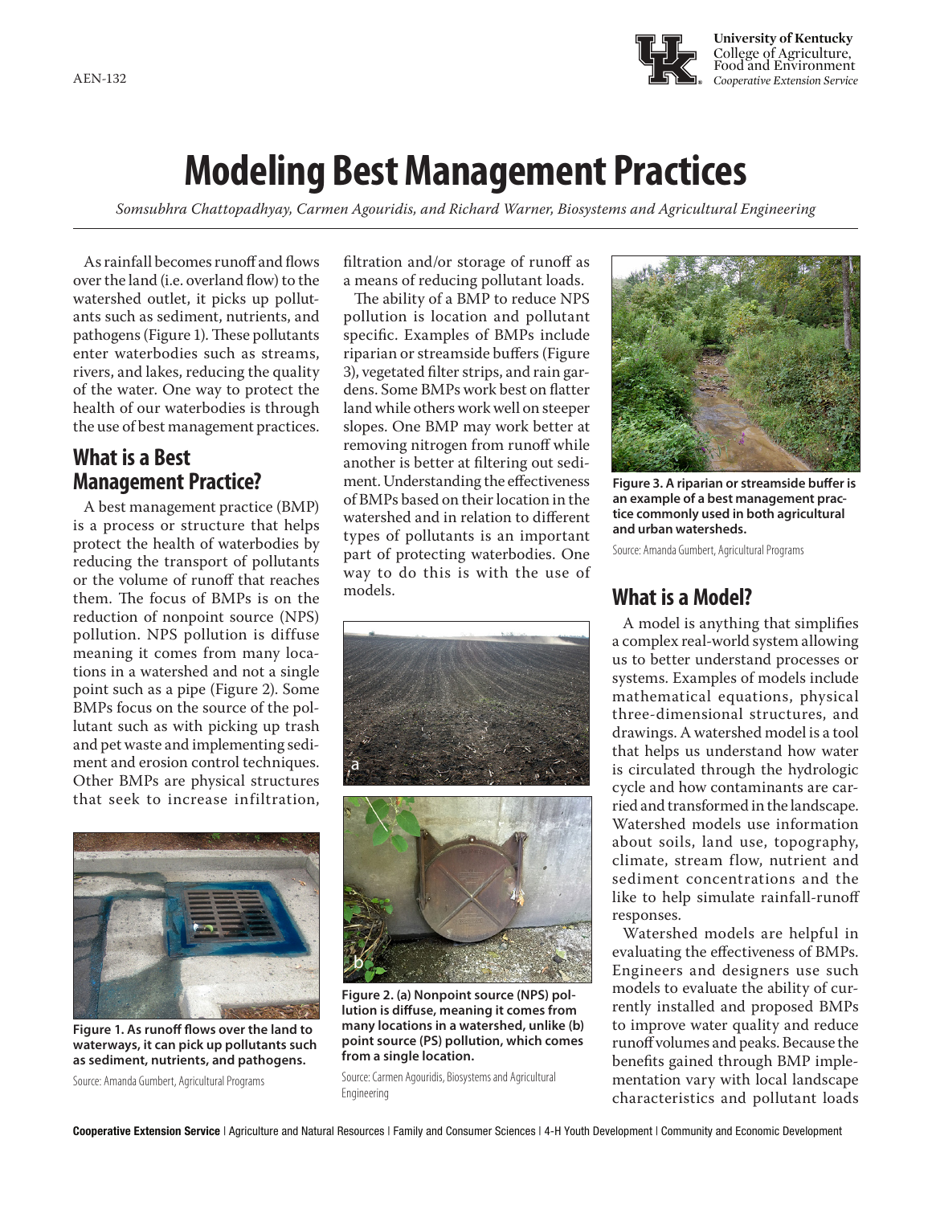AEN-132

University of Kentucky
College of Agriculture, Food and Environment
*Cooperative Extension Service*

# Modeling Best Management Practices

*Somsubhra Chattopadhyay, Carmen Agouridis, and Richard Warner, Biosystems and Agricultural Engineering*

As rainfall becomes runoff and flows over the land (i.e. overland flow) to the watershed outlet, it picks up pollutants such as sediment, nutrients, and pathogens (Figure 1). These pollutants enter waterbodies such as streams, rivers, and lakes, reducing the quality of the water. One way to protect the health of our waterbodies is through the use of best management practices.

## What is a Best Management Practice?

A best management practice (BMP) is a process or structure that helps protect the health of waterbodies by reducing the transport of pollutants or the volume of runoff that reaches them. The focus of BMPs is on the reduction of nonpoint source (NPS) pollution. NPS pollution is diffuse meaning it comes from many locations in a watershed and not a single point such as a pipe (Figure 2). Some BMPs focus on the source of the pollutant such as with picking up trash and pet waste and implementing sediment and erosion control techniques. Other BMPs are physical structures that seek to increase infiltration, filtration and/or storage of runoff as a means of reducing pollutant loads.

**Figure 1. As runoff flows over the land to waterways, it can pick up pollutants such as sediment, nutrients, and pathogens.**

Source: Amanda Gumbert, Agricultural Programs

The ability of a BMP to reduce NPS pollution is location and pollutant specific. Examples of BMPs include riparian or streamside buffers (Figure 3), vegetated filter strips, and rain gardens. Some BMPs work best on flatter land while others work well on steeper slopes. One BMP may work better at removing nitrogen from runoff while another is better at filtering out sediment. Understanding the effectiveness of BMPs based on their location in the watershed and in relation to different types of pollutants is an important part of protecting waterbodies. One way to do this is with the use of models.

**Figure 2. (a) Nonpoint source (NPS) pollution is diffuse, meaning it comes from many locations in a watershed, unlike (b) point source (PS) pollution, which comes from a single location.**

Source: Carmen Agouridis, Biosystems and Agricultural Engineering

**Figure 3. A riparian or streamside buffer is an example of a best management practice commonly used in both agricultural and urban watersheds.**

Source: Amanda Gumbert, Agricultural Programs

## What is a Model?

A model is anything that simplifies a complex real-world system allowing us to better understand processes or systems. Examples of models include mathematical equations, physical three-dimensional structures, and drawings. A watershed model is a tool that helps us understand how water is circulated through the hydrologic cycle and how contaminants are carried and transformed in the landscape. Watershed models use information about soils, land use, topography, climate, stream flow, nutrient and sediment concentrations and the like to help simulate rainfall-runoff responses.

Watershed models are helpful in evaluating the effectiveness of BMPs. Engineers and designers use such models to evaluate the ability of currently installed and proposed BMPs to improve water quality and reduce runoff volumes and peaks. Because the benefits gained through BMP implementation vary with local landscape characteristics and pollutant loads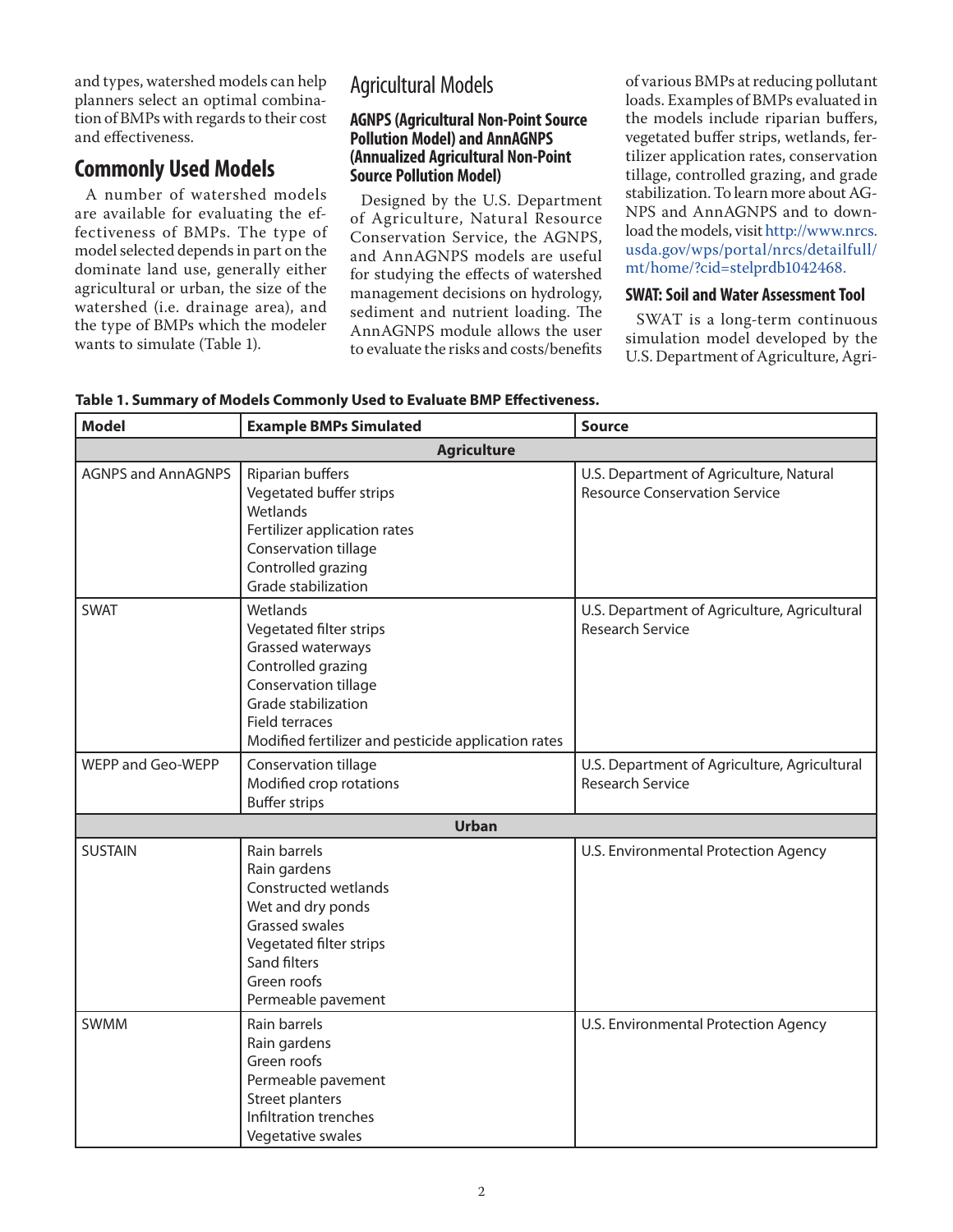and types, watershed models can help planners select an optimal combination of BMPs with regards to their cost and effectiveness.

## Commonly Used Models

A number of watershed models are available for evaluating the effectiveness of BMPs. The type of model selected depends in part on the dominate land use, generally either agricultural or urban, the size of the watershed (i.e. drainage area), and the type of BMPs which the modeler wants to simulate (Table 1).

## Agricultural Models

### AGNPS (Agricultural Non-Point Source Pollution Model) and AnnAGNPS (Annualized Agricultural Non-Point Source Pollution Model)

Designed by the U.S. Department of Agriculture, Natural Resource Conservation Service, the AGNPS, and AnnAGNPS models are useful for studying the effects of watershed management decisions on hydrology, sediment and nutrient loading. The AnnAGNPS module allows the user to evaluate the risks and costs/benefits of various BMPs at reducing pollutant loads. Examples of BMPs evaluated in the models include riparian buffers, vegetated buffer strips, wetlands, fertilizer application rates, conservation tillage, controlled grazing, and grade stabilization. To learn more about AGNPS and AnnAGNPS and to download the models, visit http://www.nrcs.usda.gov/wps/portal/nrcs/detailfull/mt/home/?cid=stelprdb1042468.

### SWAT: Soil and Water Assessment Tool

SWAT is a long-term continuous simulation model developed by the U.S. Department of Agriculture, Agri-

**Table 1. Summary of Models Commonly Used to Evaluate BMP Effectiveness.**

| Model | Example BMPs Simulated | Source |
|---|---|---|
| **Agriculture** | | |
| AGNPS and AnnAGNPS | Riparian buffers<br>Vegetated buffer strips<br>Wetlands<br>Fertilizer application rates<br>Conservation tillage<br>Controlled grazing<br>Grade stabilization | U.S. Department of Agriculture, Natural Resource Conservation Service |
| SWAT | Wetlands<br>Vegetated filter strips<br>Grassed waterways<br>Controlled grazing<br>Conservation tillage<br>Grade stabilization<br>Field terraces<br>Modified fertilizer and pesticide application rates | U.S. Department of Agriculture, Agricultural Research Service |
| WEPP and Geo-WEPP | Conservation tillage<br>Modified crop rotations<br>Buffer strips | U.S. Department of Agriculture, Agricultural Research Service |
| **Urban** | | |
| SUSTAIN | Rain barrels<br>Rain gardens<br>Constructed wetlands<br>Wet and dry ponds<br>Grassed swales<br>Vegetated filter strips<br>Sand filters<br>Green roofs<br>Permeable pavement | U.S. Environmental Protection Agency |
| SWMM | Rain barrels<br>Rain gardens<br>Green roofs<br>Permeable pavement<br>Street planters<br>Infiltration trenches<br>Vegetative swales | U.S. Environmental Protection Agency |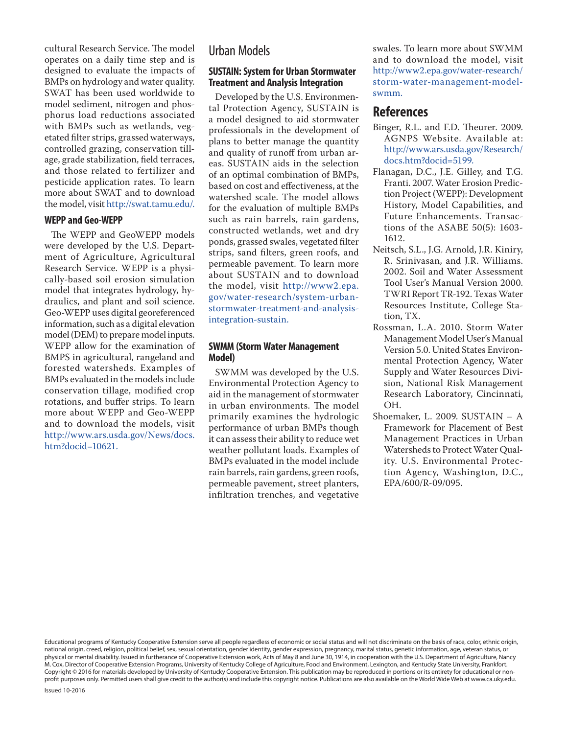cultural Research Service. The model operates on a daily time step and is designed to evaluate the impacts of BMPs on hydrology and water quality. SWAT has been used worldwide to model sediment, nitrogen and phosphorus load reductions associated with BMPs such as wetlands, vegetated filter strips, grassed waterways, controlled grazing, conservation tillage, grade stabilization, field terraces, and those related to fertilizer and pesticide application rates. To learn more about SWAT and to download the model, visit http://swat.tamu.edu/.

### WEPP and Geo-WEPP

The WEPP and GeoWEPP models were developed by the U.S. Department of Agriculture, Agricultural Research Service. WEPP is a physically-based soil erosion simulation model that integrates hydrology, hydraulics, and plant and soil science. Geo-WEPP uses digital georeferenced information, such as a digital elevation model (DEM) to prepare model inputs. WEPP allow for the examination of BMPS in agricultural, rangeland and forested watersheds. Examples of BMPs evaluated in the models include conservation tillage, modified crop rotations, and buffer strips. To learn more about WEPP and Geo-WEPP and to download the models, visit http://www.ars.usda.gov/News/docs.htm?docid=10621.

## Urban Models

### SUSTAIN: System for Urban Stormwater Treatment and Analysis Integration

Developed by the U.S. Environmental Protection Agency, SUSTAIN is a model designed to aid stormwater professionals in the development of plans to better manage the quantity and quality of runoff from urban areas. SUSTAIN aids in the selection of an optimal combination of BMPs, based on cost and effectiveness, at the watershed scale. The model allows for the evaluation of multiple BMPs such as rain barrels, rain gardens, constructed wetlands, wet and dry ponds, grassed swales, vegetated filter strips, sand filters, green roofs, and permeable pavement. To learn more about SUSTAIN and to download the model, visit http://www2.epa.gov/water-research/system-urban-stormwater-treatment-and-analysis-integration-sustain.

### SWMM (Storm Water Management Model)

SWMM was developed by the U.S. Environmental Protection Agency to aid in the management of stormwater in urban environments. The model primarily examines the hydrologic performance of urban BMPs though it can assess their ability to reduce wet weather pollutant loads. Examples of BMPs evaluated in the model include rain barrels, rain gardens, green roofs, permeable pavement, street planters, infiltration trenches, and vegetative swales. To learn more about SWMM and to download the model, visit http://www2.epa.gov/water-research/storm-water-management-model-swmm.

## References

Binger, R.L. and F.D. Theurer. 2009. AGNPS Website. Available at: http://www.ars.usda.gov/Research/docs.htm?docid=5199.

Flanagan, D.C., J.E. Gilley, and T.G. Franti. 2007. Water Erosion Prediction Project (WEPP): Development History, Model Capabilities, and Future Enhancements. Transactions of the ASABE 50(5): 1603-1612.

Neitsch, S.L., J.G. Arnold, J.R. Kiniry, R. Srinivasan, and J.R. Williams. 2002. Soil and Water Assessment Tool User's Manual Version 2000. TWRI Report TR-192. Texas Water Resources Institute, College Station, TX.

Rossman, L.A. 2010. Storm Water Management Model User's Manual Version 5.0. United States Environmental Protection Agency, Water Supply and Water Resources Division, National Risk Management Research Laboratory, Cincinnati, OH.

Shoemaker, L. 2009. SUSTAIN – A Framework for Placement of Best Management Practices in Urban Watersheds to Protect Water Quality. U.S. Environmental Protection Agency, Washington, D.C., EPA/600/R-09/095.

Educational programs of Kentucky Cooperative Extension serve all people regardless of economic or social status and will not discriminate on the basis of race, color, ethnic origin, national origin, creed, religion, political belief, sex, sexual orientation, gender identity, gender expression, pregnancy, marital status, genetic information, age, veteran status, or physical or mental disability. Issued in furtherance of Cooperative Extension work, Acts of May 8 and June 30, 1914, in cooperation with the U.S. Department of Agriculture, Nancy M. Cox, Director of Cooperative Extension Programs, University of Kentucky College of Agriculture, Food and Environment, Lexington, and Kentucky State University, Frankfort. Copyright © 2016 for materials developed by University of Kentucky Cooperative Extension. This publication may be reproduced in portions or its entirety for educational or nonprofit purposes only. Permitted users shall give credit to the author(s) and include this copyright notice. Publications are also available on the World Wide Web at www.ca.uky.edu.

Issued 10-2016